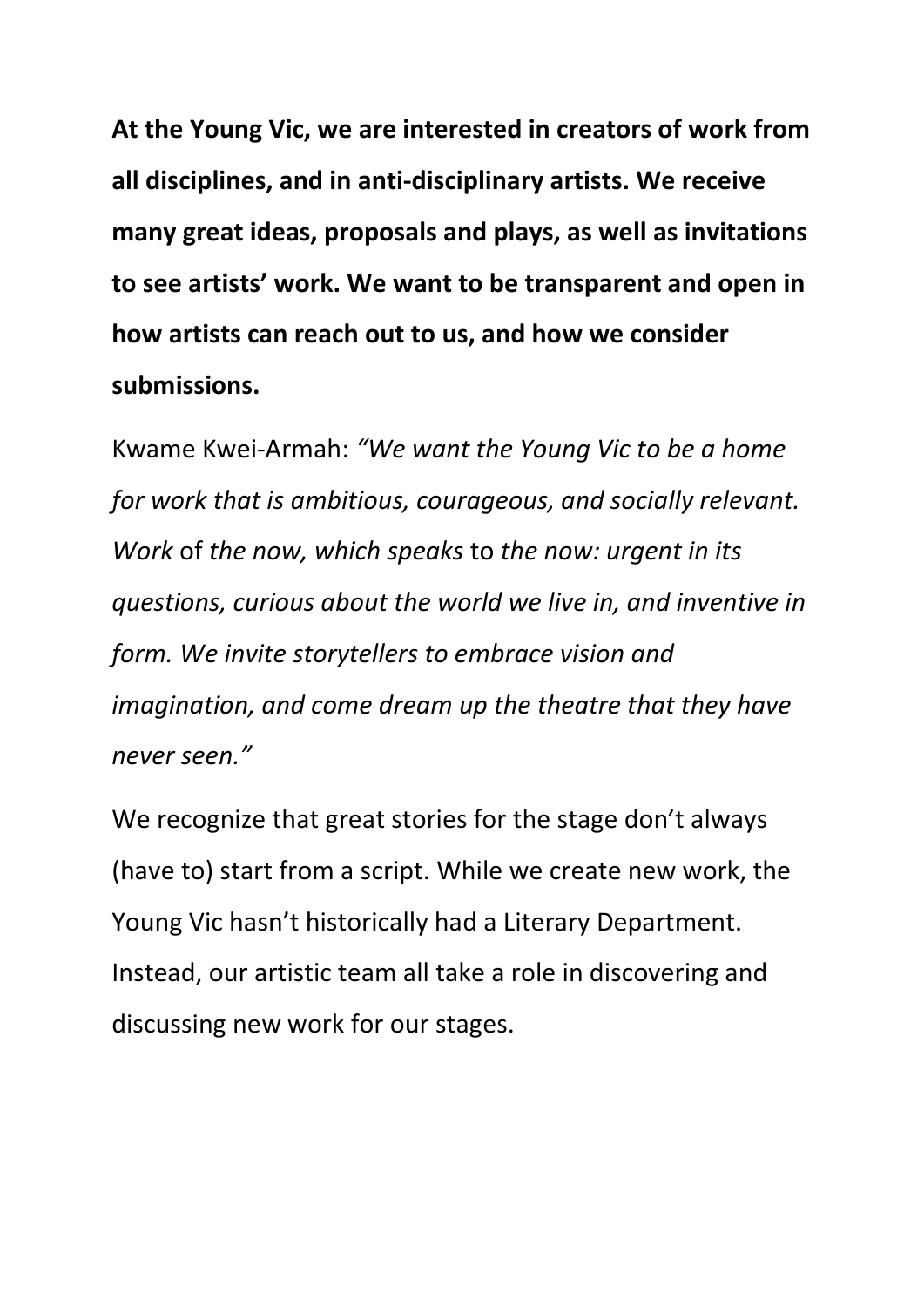**At the Young Vic, we are interested in creators of work from all disciplines, and in anti-disciplinary artists. We receive many great ideas, proposals and plays, as well as invitations to see artists' work. We want to be transparent and open in how artists can reach out to us, and how we consider submissions.**

Kwame Kwei-Armah: *"We want the Young Vic to be a home for work that is ambitious, courageous, and socially relevant. Work* of *the now, which speaks* to *the now: urgent in its questions, curious about the world we live in, and inventive in form. We invite storytellers to embrace vision and imagination, and come dream up the theatre that they have never seen."*

We recognize that great stories for the stage don't always (have to) start from a script. While we create new work, the Young Vic hasn't historically had a Literary Department. Instead, our artistic team all take a role in discovering and discussing new work for our stages.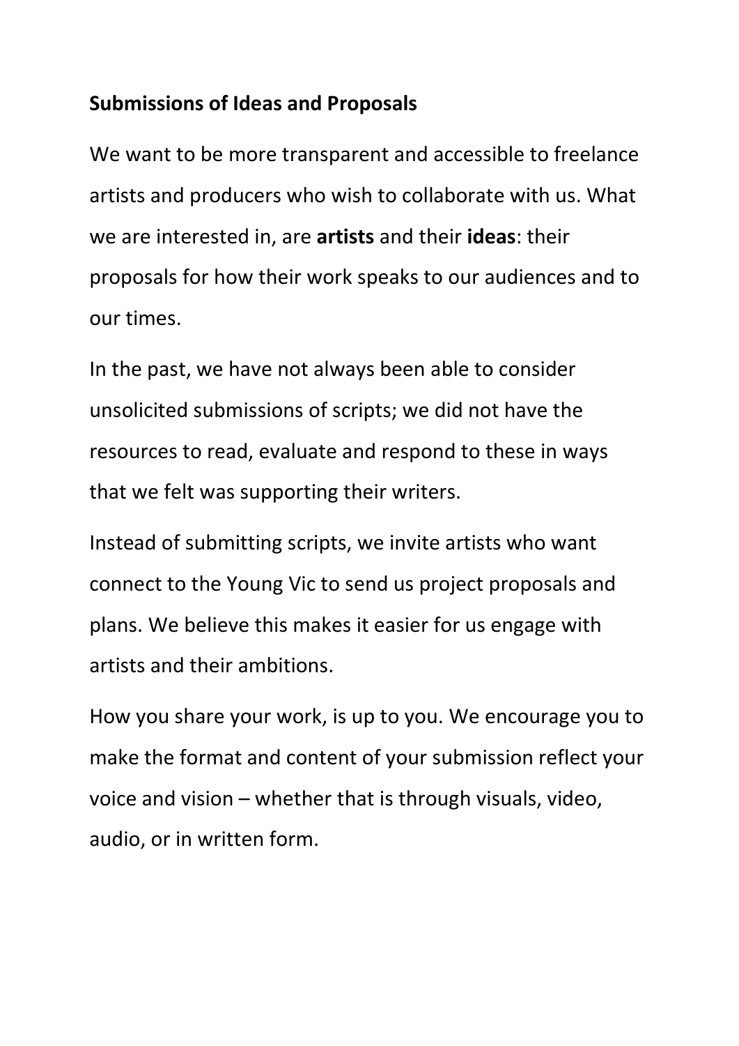**Submissions of Ideas and Proposals**

We want to be more transparent and accessible to freelance artists and producers who wish to collaborate with us. What we are interested in, are **artists** and their **ideas**: their proposals for how their work speaks to our audiences and to our times.

In the past, we have not always been able to consider unsolicited submissions of scripts; we did not have the resources to read, evaluate and respond to these in ways that we felt was supporting their writers.

Instead of submitting scripts, we invite artists who want connect to the Young Vic to send us project proposals and plans. We believe this makes it easier for us engage with artists and their ambitions.

How you share your work, is up to you. We encourage you to make the format and content of your submission reflect your voice and vision – whether that is through visuals, video, audio, or in written form.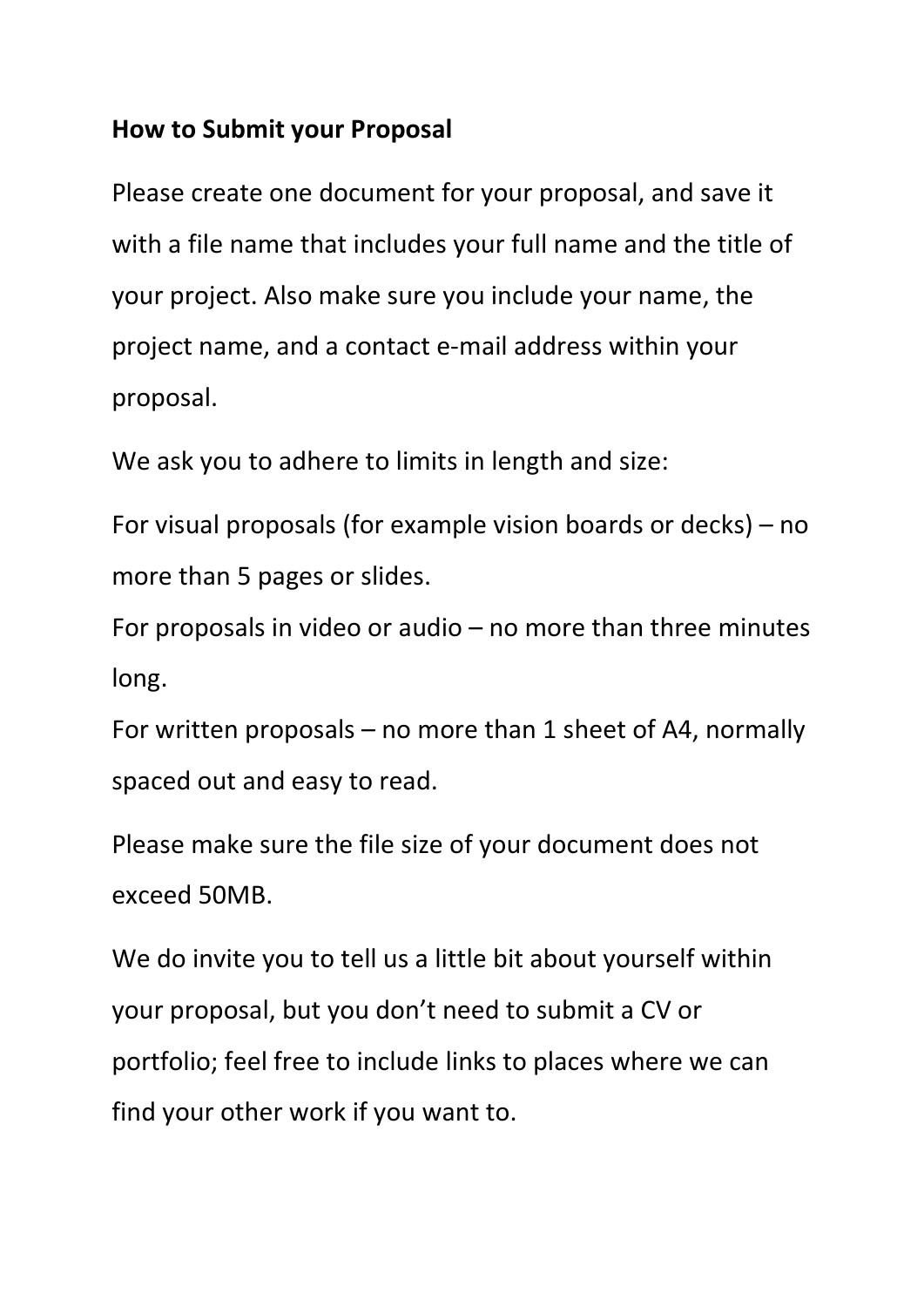**How to Submit your Proposal**

Please create one document for your proposal, and save it with a file name that includes your full name and the title of your project. Also make sure you include your name, the project name, and a contact e-mail address within your proposal.

We ask you to adhere to limits in length and size:

For visual proposals (for example vision boards or decks) – no more than 5 pages or slides.

For proposals in video or audio – no more than three minutes long.

For written proposals – no more than 1 sheet of A4, normally spaced out and easy to read.

Please make sure the file size of your document does not exceed 50MB.

We do invite you to tell us a little bit about yourself within your proposal, but you don't need to submit a CV or portfolio; feel free to include links to places where we can find your other work if you want to.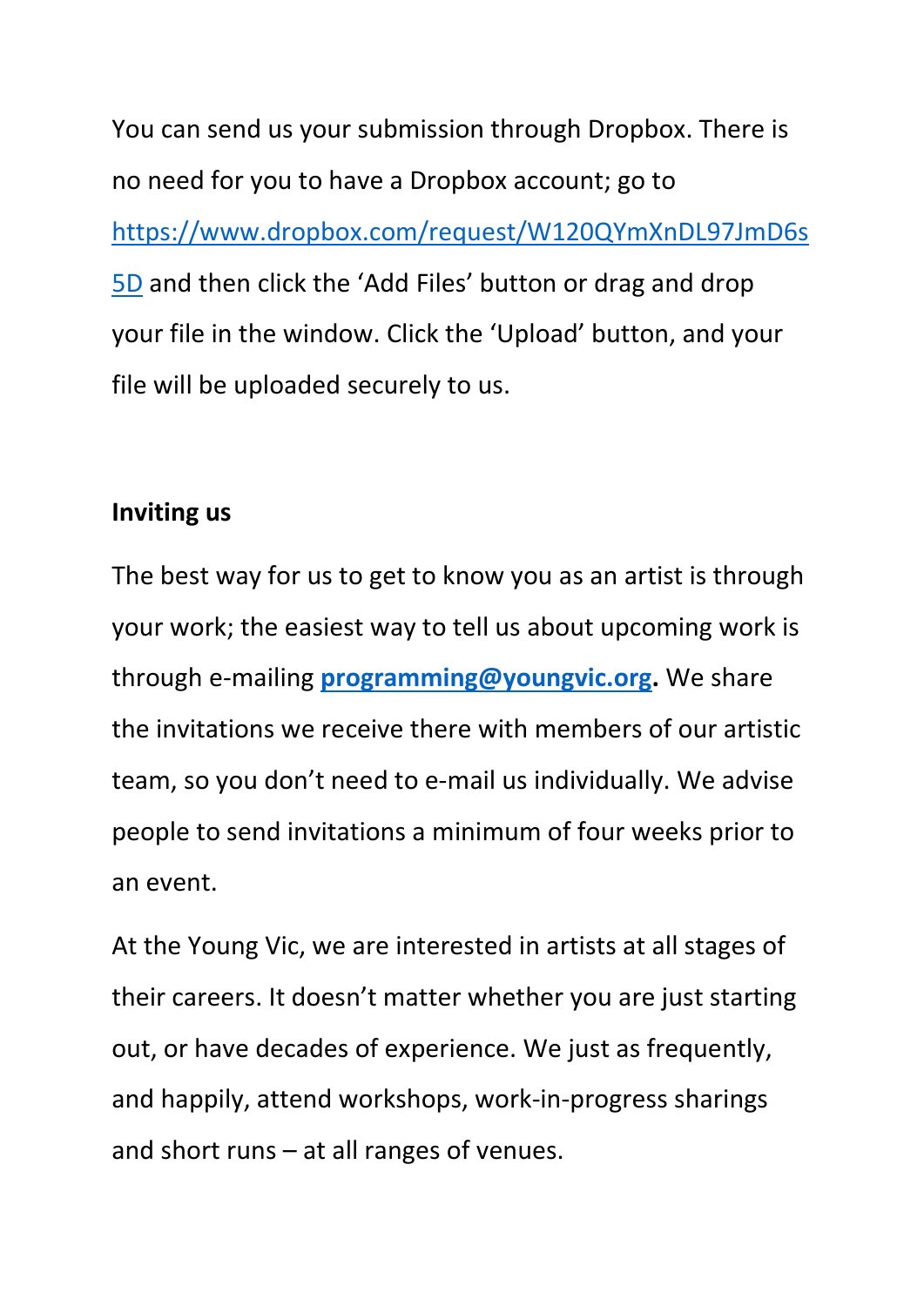You can send us your submission through Dropbox. There is no need for you to have a Dropbox account; go to https://www.dropbox.com/request/W120QYmXnDL97JmD6s5D and then click the 'Add Files' button or drag and drop your file in the window. Click the 'Upload' button, and your file will be uploaded securely to us.

**Inviting us**

The best way for us to get to know you as an artist is through your work; the easiest way to tell us about upcoming work is through e-mailing **programming@youngvic.org.** We share the invitations we receive there with members of our artistic team, so you don't need to e-mail us individually. We advise people to send invitations a minimum of four weeks prior to an event.

At the Young Vic, we are interested in artists at all stages of their careers. It doesn't matter whether you are just starting out, or have decades of experience. We just as frequently, and happily, attend workshops, work-in-progress sharings and short runs – at all ranges of venues.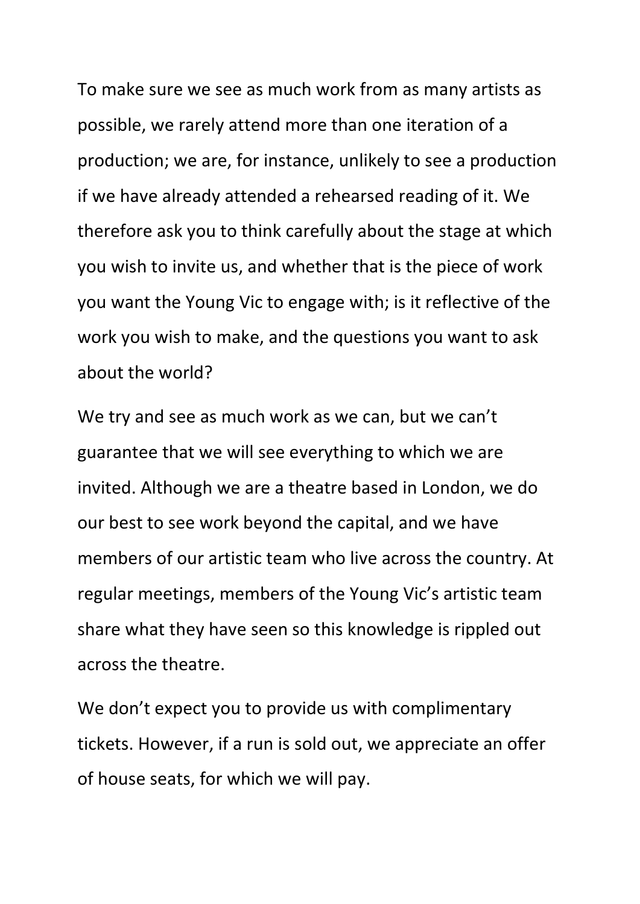To make sure we see as much work from as many artists as possible, we rarely attend more than one iteration of a production; we are, for instance, unlikely to see a production if we have already attended a rehearsed reading of it. We therefore ask you to think carefully about the stage at which you wish to invite us, and whether that is the piece of work you want the Young Vic to engage with; is it reflective of the work you wish to make, and the questions you want to ask about the world?

We try and see as much work as we can, but we can't guarantee that we will see everything to which we are invited. Although we are a theatre based in London, we do our best to see work beyond the capital, and we have members of our artistic team who live across the country. At regular meetings, members of the Young Vic's artistic team share what they have seen so this knowledge is rippled out across the theatre.

We don't expect you to provide us with complimentary tickets. However, if a run is sold out, we appreciate an offer of house seats, for which we will pay.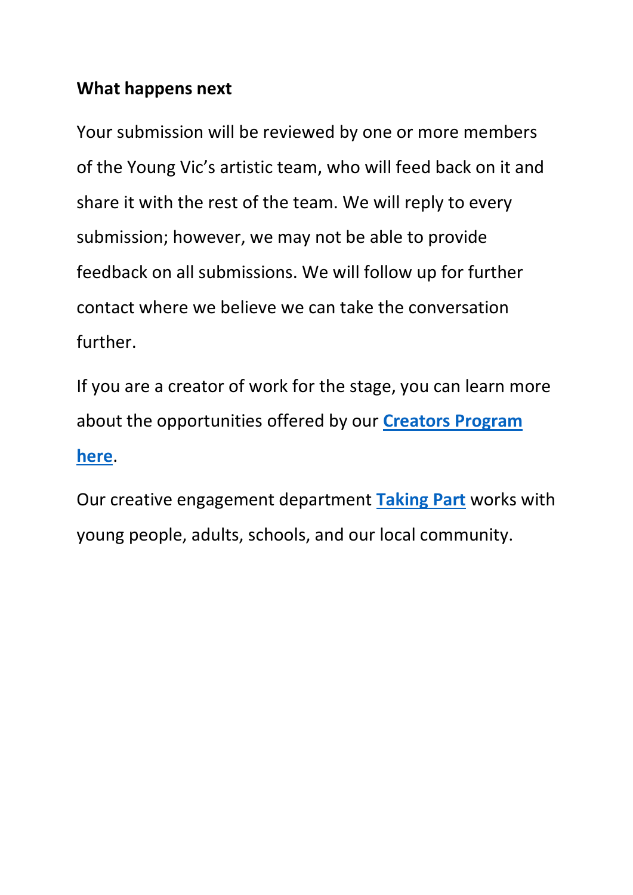**What happens next**

Your submission will be reviewed by one or more members of the Young Vic's artistic team, who will feed back on it and share it with the rest of the team. We will reply to every submission; however, we may not be able to provide feedback on all submissions. We will follow up for further contact where we believe we can take the conversation further.

If you are a creator of work for the stage, you can learn more about the opportunities offered by our **Creators Program here**.

Our creative engagement department **Taking Part** works with young people, adults, schools, and our local community.